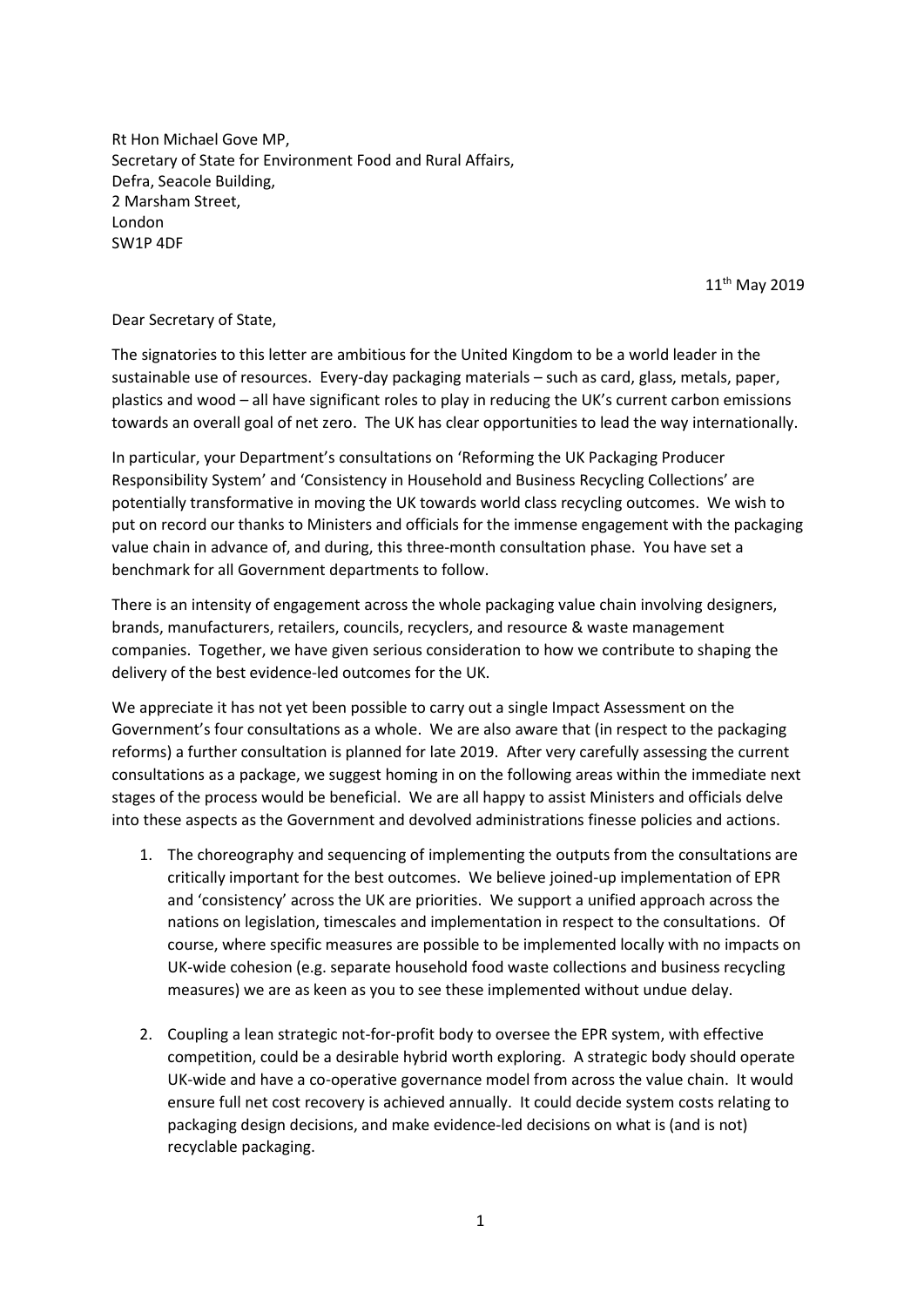Rt Hon Michael Gove MP,
Secretary of State for Environment Food and Rural Affairs,
Defra, Seacole Building,
2 Marsham Street,
London
SW1P 4DF

11th May 2019

Dear Secretary of State,

The signatories to this letter are ambitious for the United Kingdom to be a world leader in the sustainable use of resources. Every-day packaging materials – such as card, glass, metals, paper, plastics and wood – all have significant roles to play in reducing the UK's current carbon emissions towards an overall goal of net zero. The UK has clear opportunities to lead the way internationally.

In particular, your Department's consultations on 'Reforming the UK Packaging Producer Responsibility System' and 'Consistency in Household and Business Recycling Collections' are potentially transformative in moving the UK towards world class recycling outcomes. We wish to put on record our thanks to Ministers and officials for the immense engagement with the packaging value chain in advance of, and during, this three-month consultation phase. You have set a benchmark for all Government departments to follow.

There is an intensity of engagement across the whole packaging value chain involving designers, brands, manufacturers, retailers, councils, recyclers, and resource & waste management companies. Together, we have given serious consideration to how we contribute to shaping the delivery of the best evidence-led outcomes for the UK.

We appreciate it has not yet been possible to carry out a single Impact Assessment on the Government's four consultations as a whole. We are also aware that (in respect to the packaging reforms) a further consultation is planned for late 2019. After very carefully assessing the current consultations as a package, we suggest homing in on the following areas within the immediate next stages of the process would be beneficial. We are all happy to assist Ministers and officials delve into these aspects as the Government and devolved administrations finesse policies and actions.

1. The choreography and sequencing of implementing the outputs from the consultations are critically important for the best outcomes. We believe joined-up implementation of EPR and 'consistency' across the UK are priorities. We support a unified approach across the nations on legislation, timescales and implementation in respect to the consultations. Of course, where specific measures are possible to be implemented locally with no impacts on UK-wide cohesion (e.g. separate household food waste collections and business recycling measures) we are as keen as you to see these implemented without undue delay.

2. Coupling a lean strategic not-for-profit body to oversee the EPR system, with effective competition, could be a desirable hybrid worth exploring. A strategic body should operate UK-wide and have a co-operative governance model from across the value chain. It would ensure full net cost recovery is achieved annually. It could decide system costs relating to packaging design decisions, and make evidence-led decisions on what is (and is not) recyclable packaging.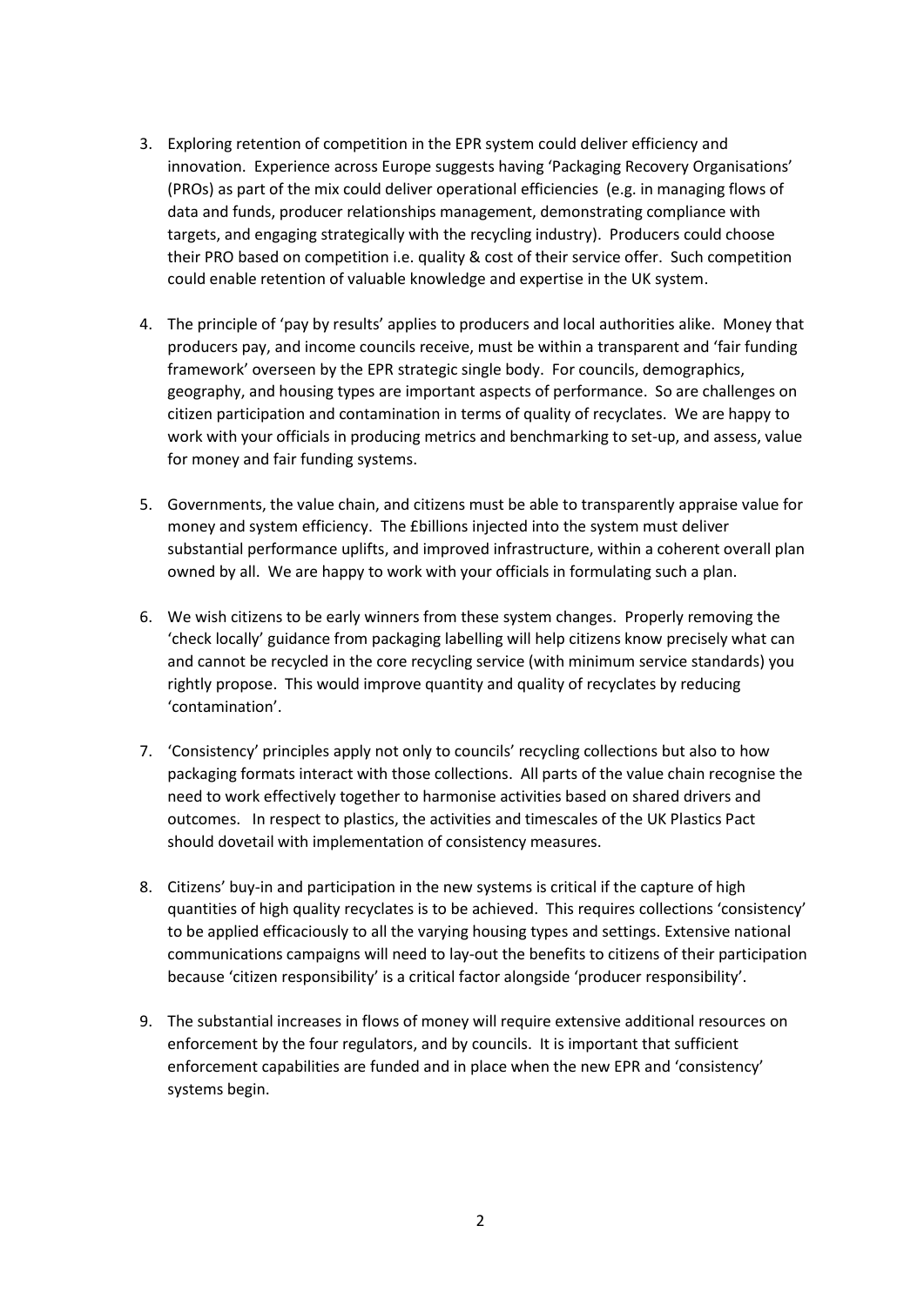3. Exploring retention of competition in the EPR system could deliver efficiency and innovation. Experience across Europe suggests having 'Packaging Recovery Organisations' (PROs) as part of the mix could deliver operational efficiencies (e.g. in managing flows of data and funds, producer relationships management, demonstrating compliance with targets, and engaging strategically with the recycling industry). Producers could choose their PRO based on competition i.e. quality & cost of their service offer. Such competition could enable retention of valuable knowledge and expertise in the UK system.

4. The principle of 'pay by results' applies to producers and local authorities alike. Money that producers pay, and income councils receive, must be within a transparent and 'fair funding framework' overseen by the EPR strategic single body. For councils, demographics, geography, and housing types are important aspects of performance. So are challenges on citizen participation and contamination in terms of quality of recyclates. We are happy to work with your officials in producing metrics and benchmarking to set-up, and assess, value for money and fair funding systems.

5. Governments, the value chain, and citizens must be able to transparently appraise value for money and system efficiency. The £billions injected into the system must deliver substantial performance uplifts, and improved infrastructure, within a coherent overall plan owned by all. We are happy to work with your officials in formulating such a plan.

6. We wish citizens to be early winners from these system changes. Properly removing the 'check locally' guidance from packaging labelling will help citizens know precisely what can and cannot be recycled in the core recycling service (with minimum service standards) you rightly propose. This would improve quantity and quality of recyclates by reducing 'contamination'.

7. 'Consistency' principles apply not only to councils' recycling collections but also to how packaging formats interact with those collections. All parts of the value chain recognise the need to work effectively together to harmonise activities based on shared drivers and outcomes. In respect to plastics, the activities and timescales of the UK Plastics Pact should dovetail with implementation of consistency measures.

8. Citizens' buy-in and participation in the new systems is critical if the capture of high quantities of high quality recyclates is to be achieved. This requires collections 'consistency' to be applied efficaciously to all the varying housing types and settings. Extensive national communications campaigns will need to lay-out the benefits to citizens of their participation because 'citizen responsibility' is a critical factor alongside 'producer responsibility'.

9. The substantial increases in flows of money will require extensive additional resources on enforcement by the four regulators, and by councils. It is important that sufficient enforcement capabilities are funded and in place when the new EPR and 'consistency' systems begin.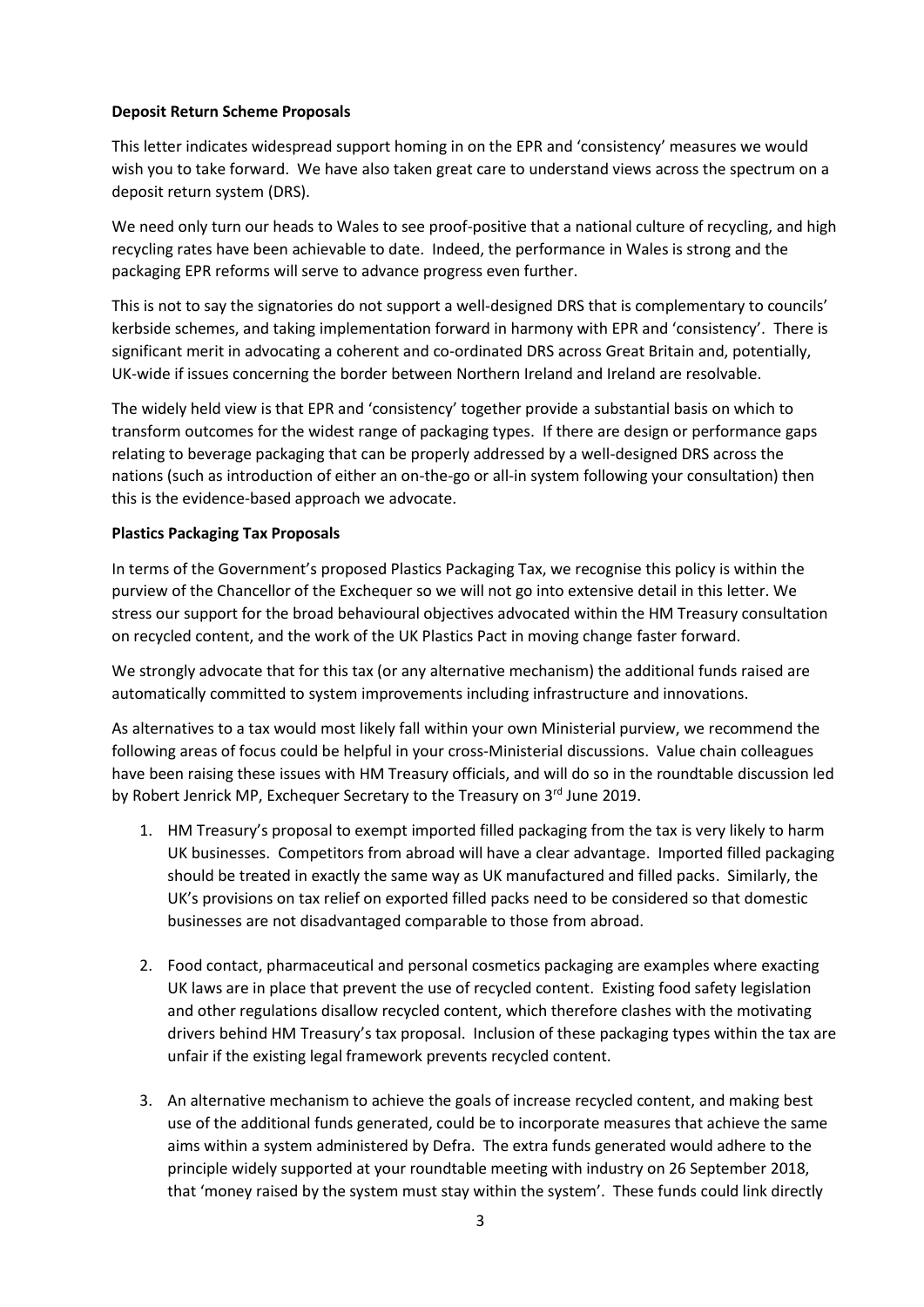**Deposit Return Scheme Proposals**

This letter indicates widespread support homing in on the EPR and 'consistency' measures we would wish you to take forward. We have also taken great care to understand views across the spectrum on a deposit return system (DRS).

We need only turn our heads to Wales to see proof-positive that a national culture of recycling, and high recycling rates have been achievable to date. Indeed, the performance in Wales is strong and the packaging EPR reforms will serve to advance progress even further.

This is not to say the signatories do not support a well-designed DRS that is complementary to councils' kerbside schemes, and taking implementation forward in harmony with EPR and 'consistency'. There is significant merit in advocating a coherent and co-ordinated DRS across Great Britain and, potentially, UK-wide if issues concerning the border between Northern Ireland and Ireland are resolvable.

The widely held view is that EPR and 'consistency' together provide a substantial basis on which to transform outcomes for the widest range of packaging types. If there are design or performance gaps relating to beverage packaging that can be properly addressed by a well-designed DRS across the nations (such as introduction of either an on-the-go or all-in system following your consultation) then this is the evidence-based approach we advocate.

**Plastics Packaging Tax Proposals**

In terms of the Government's proposed Plastics Packaging Tax, we recognise this policy is within the purview of the Chancellor of the Exchequer so we will not go into extensive detail in this letter. We stress our support for the broad behavioural objectives advocated within the HM Treasury consultation on recycled content, and the work of the UK Plastics Pact in moving change faster forward.

We strongly advocate that for this tax (or any alternative mechanism) the additional funds raised are automatically committed to system improvements including infrastructure and innovations.

As alternatives to a tax would most likely fall within your own Ministerial purview, we recommend the following areas of focus could be helpful in your cross-Ministerial discussions. Value chain colleagues have been raising these issues with HM Treasury officials, and will do so in the roundtable discussion led by Robert Jenrick MP, Exchequer Secretary to the Treasury on 3rd June 2019.

1. HM Treasury's proposal to exempt imported filled packaging from the tax is very likely to harm UK businesses. Competitors from abroad will have a clear advantage. Imported filled packaging should be treated in exactly the same way as UK manufactured and filled packs. Similarly, the UK's provisions on tax relief on exported filled packs need to be considered so that domestic businesses are not disadvantaged comparable to those from abroad.

2. Food contact, pharmaceutical and personal cosmetics packaging are examples where exacting UK laws are in place that prevent the use of recycled content. Existing food safety legislation and other regulations disallow recycled content, which therefore clashes with the motivating drivers behind HM Treasury's tax proposal. Inclusion of these packaging types within the tax are unfair if the existing legal framework prevents recycled content.

3. An alternative mechanism to achieve the goals of increase recycled content, and making best use of the additional funds generated, could be to incorporate measures that achieve the same aims within a system administered by Defra. The extra funds generated would adhere to the principle widely supported at your roundtable meeting with industry on 26 September 2018, that 'money raised by the system must stay within the system'. These funds could link directly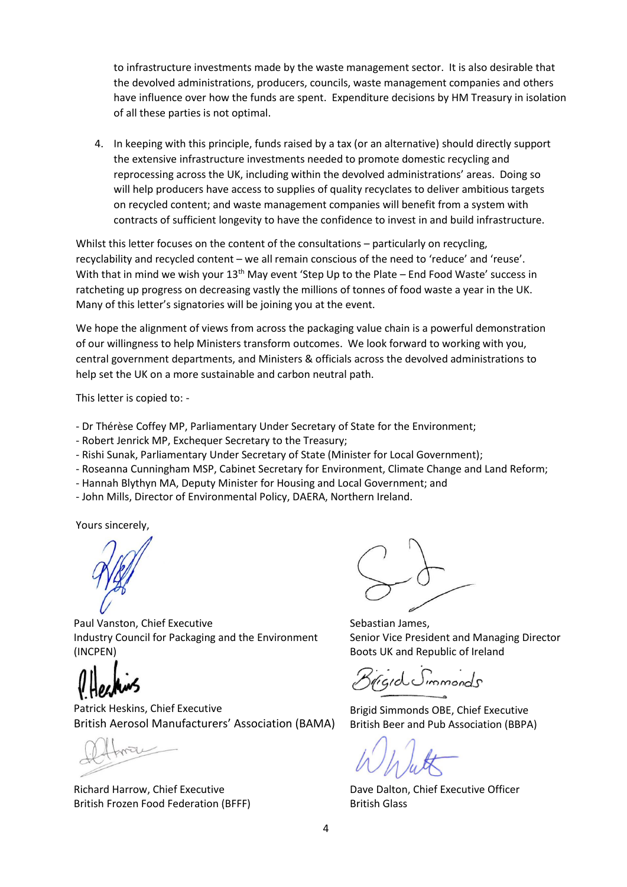to infrastructure investments made by the waste management sector. It is also desirable that the devolved administrations, producers, councils, waste management companies and others have influence over how the funds are spent. Expenditure decisions by HM Treasury in isolation of all these parties is not optimal.

4. In keeping with this principle, funds raised by a tax (or an alternative) should directly support the extensive infrastructure investments needed to promote domestic recycling and reprocessing across the UK, including within the devolved administrations' areas. Doing so will help producers have access to supplies of quality recyclates to deliver ambitious targets on recycled content; and waste management companies will benefit from a system with contracts of sufficient longevity to have the confidence to invest in and build infrastructure.

Whilst this letter focuses on the content of the consultations – particularly on recycling, recyclability and recycled content – we all remain conscious of the need to 'reduce' and 'reuse'. With that in mind we wish your 13th May event 'Step Up to the Plate – End Food Waste' success in ratcheting up progress on decreasing vastly the millions of tonnes of food waste a year in the UK. Many of this letter's signatories will be joining you at the event.

We hope the alignment of views from across the packaging value chain is a powerful demonstration of our willingness to help Ministers transform outcomes. We look forward to working with you, central government departments, and Ministers & officials across the devolved administrations to help set the UK on a more sustainable and carbon neutral path.

This letter is copied to: -

- Dr Thérèse Coffey MP, Parliamentary Under Secretary of State for the Environment;
- Robert Jenrick MP, Exchequer Secretary to the Treasury;
- Rishi Sunak, Parliamentary Under Secretary of State (Minister for Local Government);
- Roseanna Cunningham MSP, Cabinet Secretary for Environment, Climate Change and Land Reform;
- Hannah Blythyn MA, Deputy Minister for Housing and Local Government; and
- John Mills, Director of Environmental Policy, DAERA, Northern Ireland.

Yours sincerely,

Paul Vanston, Chief Executive
Industry Council for Packaging and the Environment (INCPEN)

Sebastian James,
Senior Vice President and Managing Director
Boots UK and Republic of Ireland

Patrick Heskins, Chief Executive
British Aerosol Manufacturers' Association (BAMA)

Brigid Simmonds OBE, Chief Executive
British Beer and Pub Association (BBPA)

Richard Harrow, Chief Executive
British Frozen Food Federation (BFFF)

Dave Dalton, Chief Executive Officer
British Glass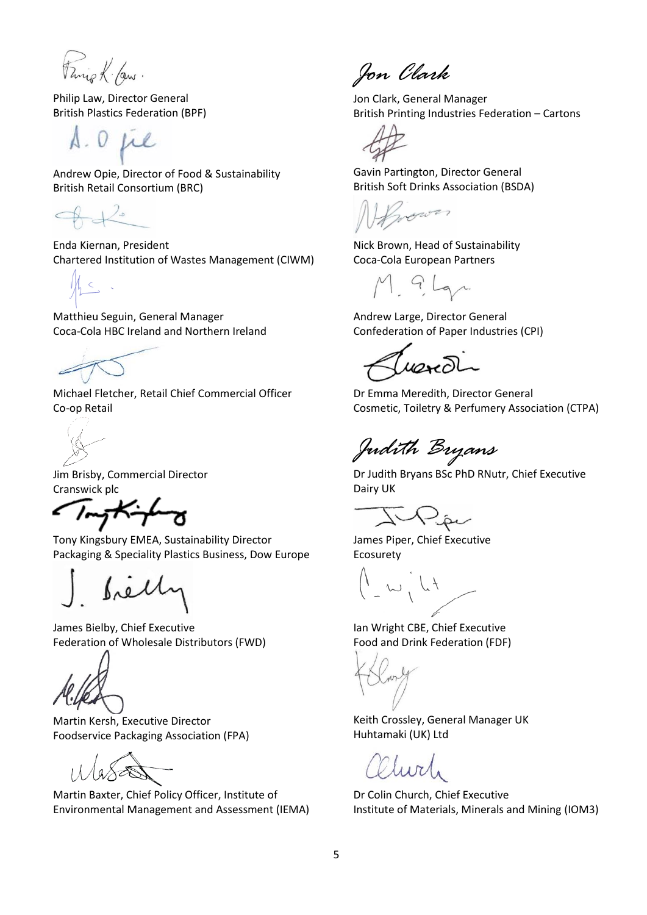Philip Law, Director General
British Plastics Federation (BPF)

Andrew Opie, Director of Food & Sustainability
British Retail Consortium (BRC)

Enda Kiernan, President
Chartered Institution of Wastes Management (CIWM)

Matthieu Seguin, General Manager
Coca-Cola HBC Ireland and Northern Ireland

Michael Fletcher, Retail Chief Commercial Officer
Co-op Retail

Jim Brisby, Commercial Director
Cranswick plc

Tony Kingsbury EMEA, Sustainability Director
Packaging & Speciality Plastics Business, Dow Europe

James Bielby, Chief Executive
Federation of Wholesale Distributors (FWD)

Martin Kersh, Executive Director
Foodservice Packaging Association (FPA)

Martin Baxter, Chief Policy Officer, Institute of Environmental Management and Assessment (IEMA)

Jon Clark, General Manager
British Printing Industries Federation – Cartons

Gavin Partington, Director General
British Soft Drinks Association (BSDA)

Nick Brown, Head of Sustainability
Coca-Cola European Partners

Andrew Large, Director General
Confederation of Paper Industries (CPI)

Dr Emma Meredith, Director General
Cosmetic, Toiletry & Perfumery Association (CTPA)

Dr Judith Bryans BSc PhD RNutr, Chief Executive
Dairy UK

James Piper, Chief Executive
Ecosurety

Ian Wright CBE, Chief Executive
Food and Drink Federation (FDF)

Keith Crossley, General Manager UK
Huhtamaki (UK) Ltd

Dr Colin Church, Chief Executive
Institute of Materials, Minerals and Mining (IOM3)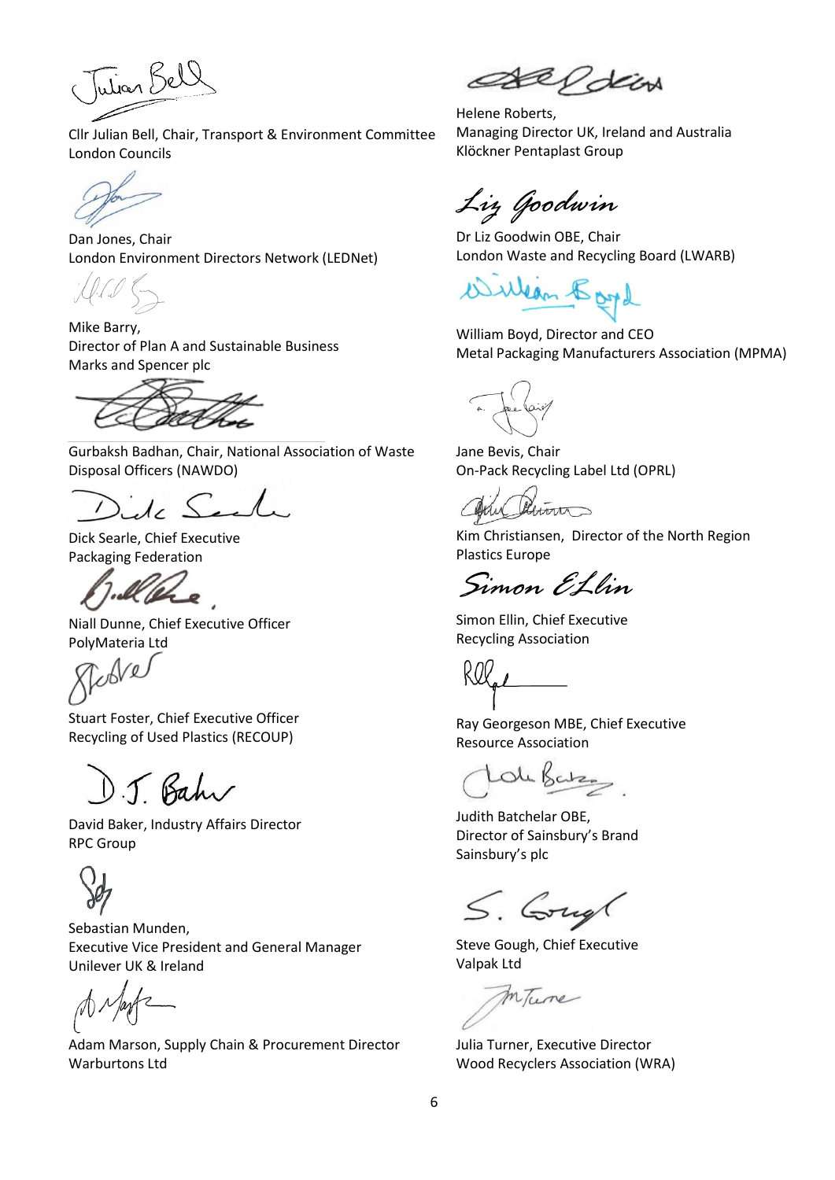Cllr Julian Bell, Chair, Transport & Environment Committee
London Councils

Dan Jones, Chair
London Environment Directors Network (LEDNet)

Mike Barry,
Director of Plan A and Sustainable Business
Marks and Spencer plc

Gurbaksh Badhan, Chair, National Association of Waste Disposal Officers (NAWDO)

Dick Searle, Chief Executive
Packaging Federation

Niall Dunne, Chief Executive Officer
PolyMateria Ltd

Stuart Foster, Chief Executive Officer
Recycling of Used Plastics (RECOUP)

David Baker, Industry Affairs Director
RPC Group

Sebastian Munden,
Executive Vice President and General Manager
Unilever UK & Ireland

Adam Marson, Supply Chain & Procurement Director
Warburtons Ltd

Helene Roberts,
Managing Director UK, Ireland and Australia
Klöckner Pentaplast Group

*Liz Goodwin*

Dr Liz Goodwin OBE, Chair
London Waste and Recycling Board (LWARB)

William Boyd, Director and CEO
Metal Packaging Manufacturers Association (MPMA)

Jane Bevis, Chair
On-Pack Recycling Label Ltd (OPRL)

Kim Christiansen, Director of the North Region
Plastics Europe

*Simon Ellin*

Simon Ellin, Chief Executive
Recycling Association

Ray Georgeson MBE, Chief Executive
Resource Association

Judith Batchelar OBE,
Director of Sainsbury's Brand
Sainsbury's plc

Steve Gough, Chief Executive
Valpak Ltd

Julia Turner, Executive Director
Wood Recyclers Association (WRA)